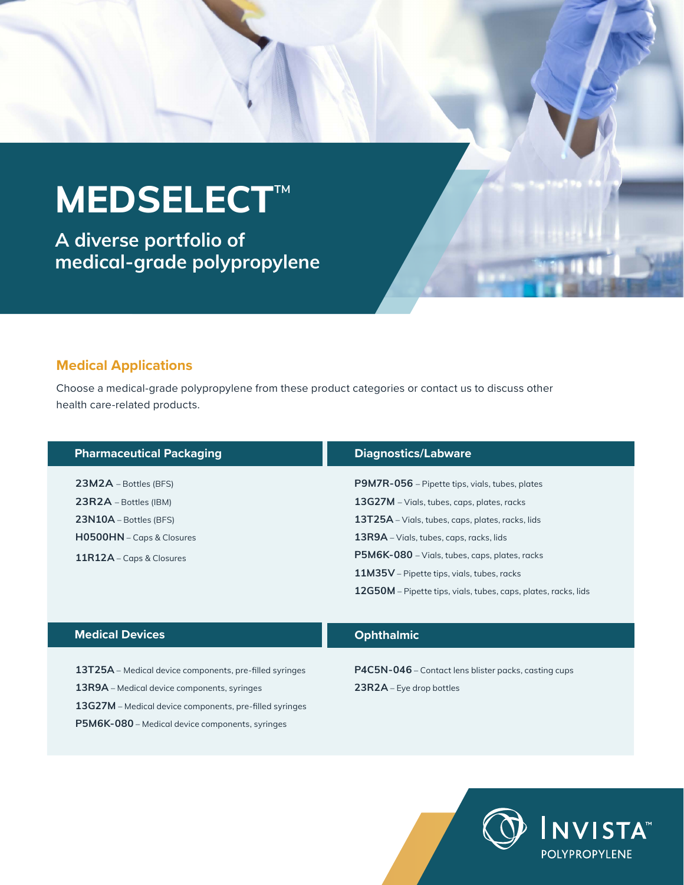# MEDSELECT™

## A diverse portfolio of medical-grade polypropylene

### Medical Applications

Choose a medical-grade polypropylene from these product categories or contact us to discuss other health care-related products.

#### Pharmaceutical Packaging

**23M2A** – Bottles (BFS)
**23R2A** – Bottles (IBM)
**23N10A** – Bottles (BFS)
**H0500HN** – Caps & Closures
**11R12A** – Caps & Closures

#### Diagnostics/Labware

**P9M7R-056** – Pipette tips, vials, tubes, plates
**13G27M** – Vials, tubes, caps, plates, racks
**13T25A** – Vials, tubes, caps, plates, racks, lids
**13R9A** – Vials, tubes, caps, racks, lids
**P5M6K-080** – Vials, tubes, caps, plates, racks
**11M35V** – Pipette tips, vials, tubes, racks
**12G50M** – Pipette tips, vials, tubes, caps, plates, racks, lids

#### Medical Devices

**13T25A** – Medical device components, pre-filled syringes
**13R9A** – Medical device components, syringes
**13G27M** – Medical device components, pre-filled syringes
**P5M6K-080** – Medical device components, syringes

#### Ophthalmic

**P4C5N-046** – Contact lens blister packs, casting cups
**23R2A** – Eye drop bottles

INVISTA™ POLYPROPYLENE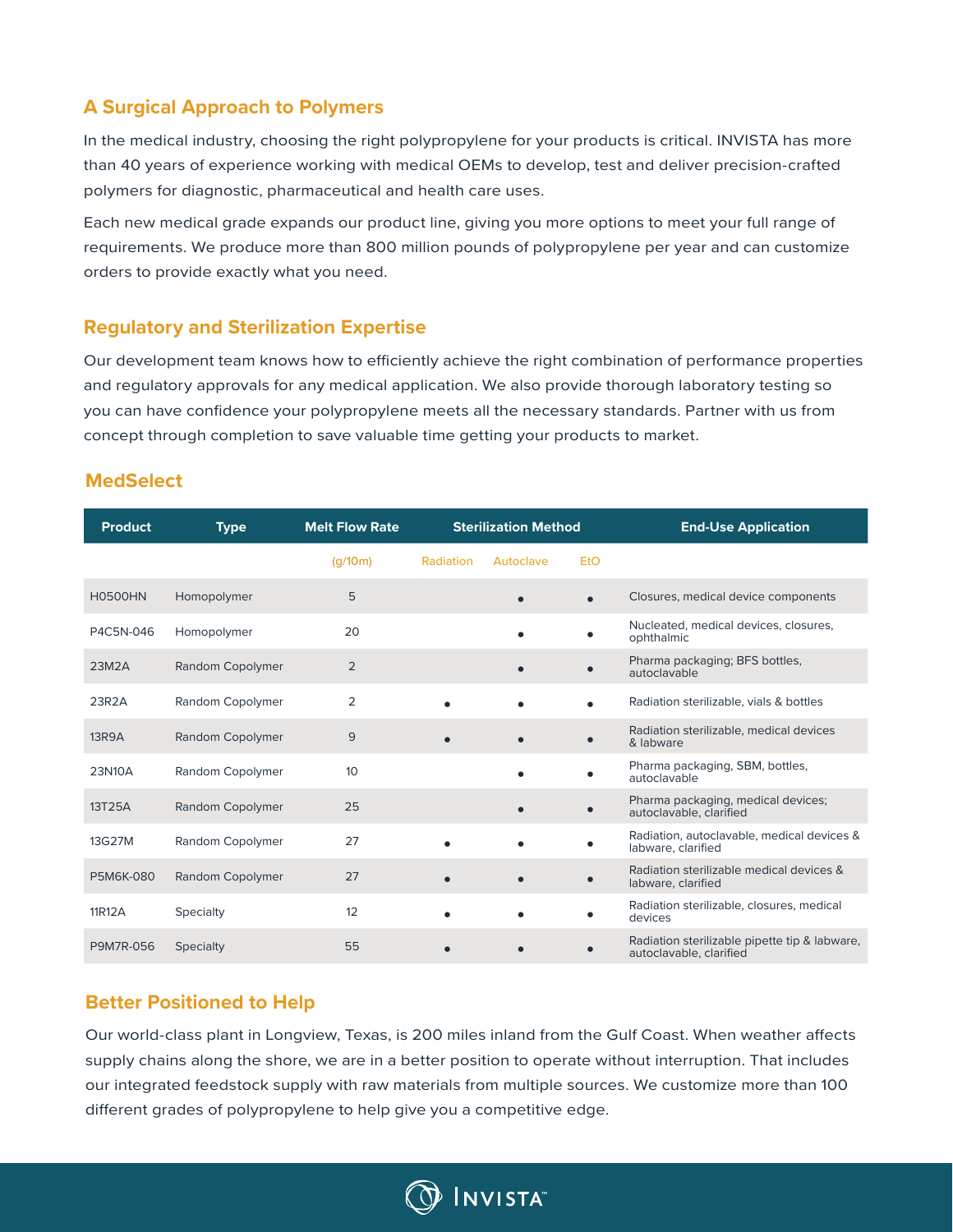## A Surgical Approach to Polymers

In the medical industry, choosing the right polypropylene for your products is critical. INVISTA has more than 40 years of experience working with medical OEMs to develop, test and deliver precision-crafted polymers for diagnostic, pharmaceutical and health care uses.

Each new medical grade expands our product line, giving you more options to meet your full range of requirements. We produce more than 800 million pounds of polypropylene per year and can customize orders to provide exactly what you need.

## Regulatory and Sterilization Expertise

Our development team knows how to efficiently achieve the right combination of performance properties and regulatory approvals for any medical application. We also provide thorough laboratory testing so you can have confidence your polypropylene meets all the necessary standards. Partner with us from concept through completion to save valuable time getting your products to market.

## MedSelect

| Product | Type | Melt Flow Rate | Sterilization Method | | | End-Use Application |
|---|---|---|---|---|---|---|
| | | (g/10m) | Radiation | Autoclave | EtO | |
| H0500HN | Homopolymer | 5 | | • | • | Closures, medical device components |
| P4C5N-046 | Homopolymer | 20 | | • | • | Nucleated, medical devices, closures, ophthalmic |
| 23M2A | Random Copolymer | 2 | | • | • | Pharma packaging; BFS bottles, autoclavable |
| 23R2A | Random Copolymer | 2 | • | • | • | Radiation sterilizable, vials & bottles |
| 13R9A | Random Copolymer | 9 | • | • | • | Radiation sterilizable, medical devices & labware |
| 23N10A | Random Copolymer | 10 | | • | • | Pharma packaging, SBM, bottles, autoclavable |
| 13T25A | Random Copolymer | 25 | | • | • | Pharma packaging, medical devices; autoclavable, clarified |
| 13G27M | Random Copolymer | 27 | • | • | • | Radiation, autoclavable, medical devices & labware, clarified |
| P5M6K-080 | Random Copolymer | 27 | • | • | • | Radiation sterilizable medical devices & labware, clarified |
| 11R12A | Specialty | 12 | • | • | • | Radiation sterilizable, closures, medical devices |
| P9M7R-056 | Specialty | 55 | • | • | • | Radiation sterilizable pipette tip & labware, autoclavable, clarified |

## Better Positioned to Help

Our world-class plant in Longview, Texas, is 200 miles inland from the Gulf Coast. When weather affects supply chains along the shore, we are in a better position to operate without interruption. That includes our integrated feedstock supply with raw materials from multiple sources. We customize more than 100 different grades of polypropylene to help give you a competitive edge.

INVISTA™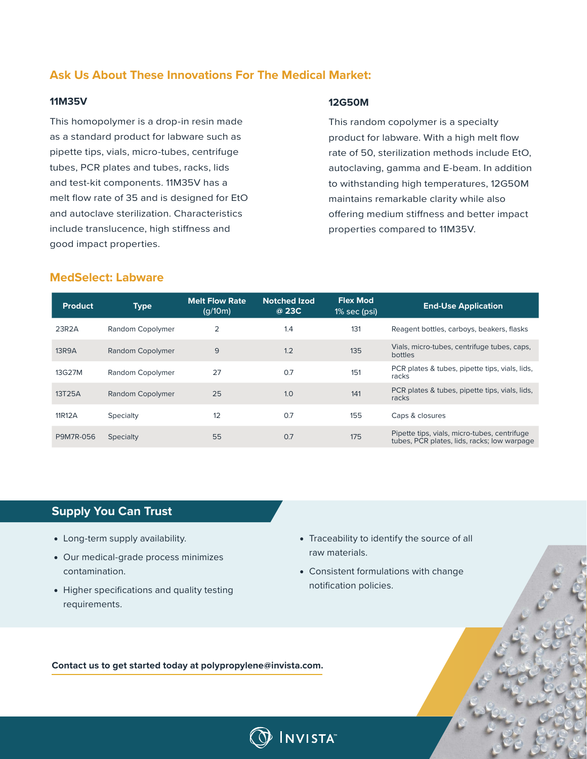## Ask Us About These Innovations For The Medical Market:

### 11M35V

This homopolymer is a drop-in resin made as a standard product for labware such as pipette tips, vials, micro-tubes, centrifuge tubes, PCR plates and tubes, racks, lids and test-kit components. 11M35V has a melt flow rate of 35 and is designed for EtO and autoclave sterilization. Characteristics include translucence, high stiffness and good impact properties.

### 12G50M

This random copolymer is a specialty product for labware. With a high melt flow rate of 50, sterilization methods include EtO, autoclaving, gamma and E-beam. In addition to withstanding high temperatures, 12G50M maintains remarkable clarity while also offering medium stiffness and better impact properties compared to 11M35V.

## MedSelect: Labware

| Product | Type | Melt Flow Rate (g/10m) | Notched Izod @ 23C | Flex Mod 1% sec (psi) | End-Use Application |
|---|---|---|---|---|---|
| 23R2A | Random Copolymer | 2 | 1.4 | 131 | Reagent bottles, carboys, beakers, flasks |
| 13R9A | Random Copolymer | 9 | 1.2 | 135 | Vials, micro-tubes, centrifuge tubes, caps, bottles |
| 13G27M | Random Copolymer | 27 | 0.7 | 151 | PCR plates & tubes, pipette tips, vials, lids, racks |
| 13T25A | Random Copolymer | 25 | 1.0 | 141 | PCR plates & tubes, pipette tips, vials, lids, racks |
| 11R12A | Specialty | 12 | 0.7 | 155 | Caps & closures |
| P9M7R-056 | Specialty | 55 | 0.7 | 175 | Pipette tips, vials, micro-tubes, centrifuge tubes, PCR plates, lids, racks; low warpage |

## Supply You Can Trust

- Long-term supply availability.
- Our medical-grade process minimizes contamination.
- Higher specifications and quality testing requirements.
- Traceability to identify the source of all raw materials.
- Consistent formulations with change notification policies.

**Contact us to get started today at polypropylene@invista.com.**

INVISTA™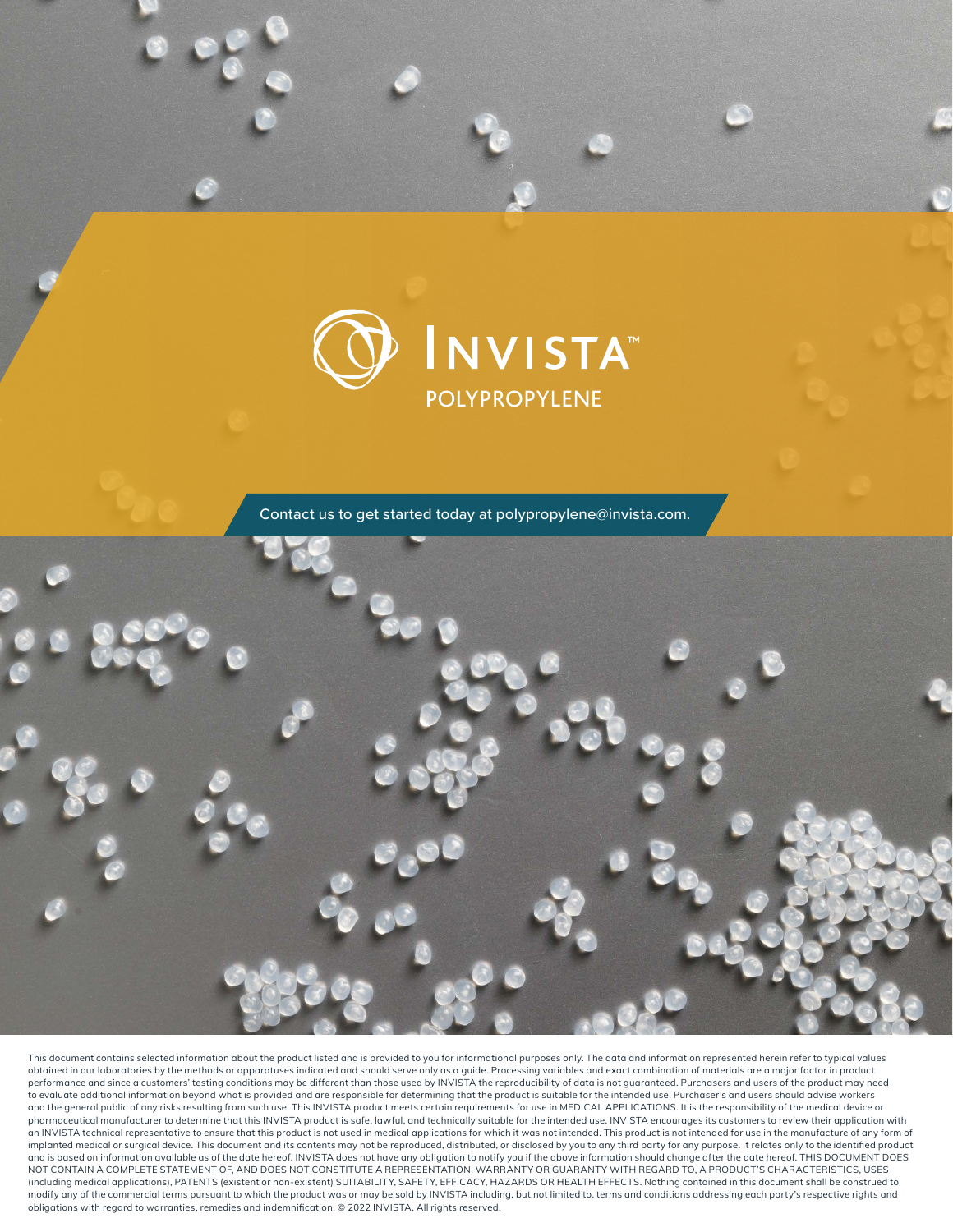INVISTA™

POLYPROPYLENE

Contact us to get started today at polypropylene@invista.com.

This document contains selected information about the product listed and is provided to you for informational purposes only. The data and information represented herein refer to typical values obtained in our laboratories by the methods or apparatuses indicated and should serve only as a guide. Processing variables and exact combination of materials are a major factor in product performance and since a customers' testing conditions may be different than those used by INVISTA the reproducibility of data is not guaranteed. Purchasers and users of the product may need to evaluate additional information beyond what is provided and are responsible for determining that the product is suitable for the intended use. Purchaser's and users should advise workers and the general public of any risks resulting from such use. This INVISTA product meets certain requirements for use in MEDICAL APPLICATIONS. It is the responsibility of the medical device or pharmaceutical manufacturer to determine that this INVISTA product is safe, lawful, and technically suitable for the intended use. INVISTA encourages its customers to review their application with an INVISTA technical representative to ensure that this product is not used in medical applications for which it was not intended. This product is not intended for use in the manufacture of any form of implanted medical or surgical device. This document and its contents may not be reproduced, distributed, or disclosed by you to any third party for any purpose. It relates only to the identified product and is based on information available as of the date hereof. INVISTA does not have any obligation to notify you if the above information should change after the date hereof. THIS DOCUMENT DOES NOT CONTAIN A COMPLETE STATEMENT OF, AND DOES NOT CONSTITUTE A REPRESENTATION, WARRANTY OR GUARANTY WITH REGARD TO, A PRODUCT'S CHARACTERISTICS, USES (including medical applications), PATENTS (existent or non-existent) SUITABILITY, SAFETY, EFFICACY, HAZARDS OR HEALTH EFFECTS. Nothing contained in this document shall be construed to modify any of the commercial terms pursuant to which the product was or may be sold by INVISTA including, but not limited to, terms and conditions addressing each party's respective rights and obligations with regard to warranties, remedies and indemnification. © 2022 INVISTA. All rights reserved.